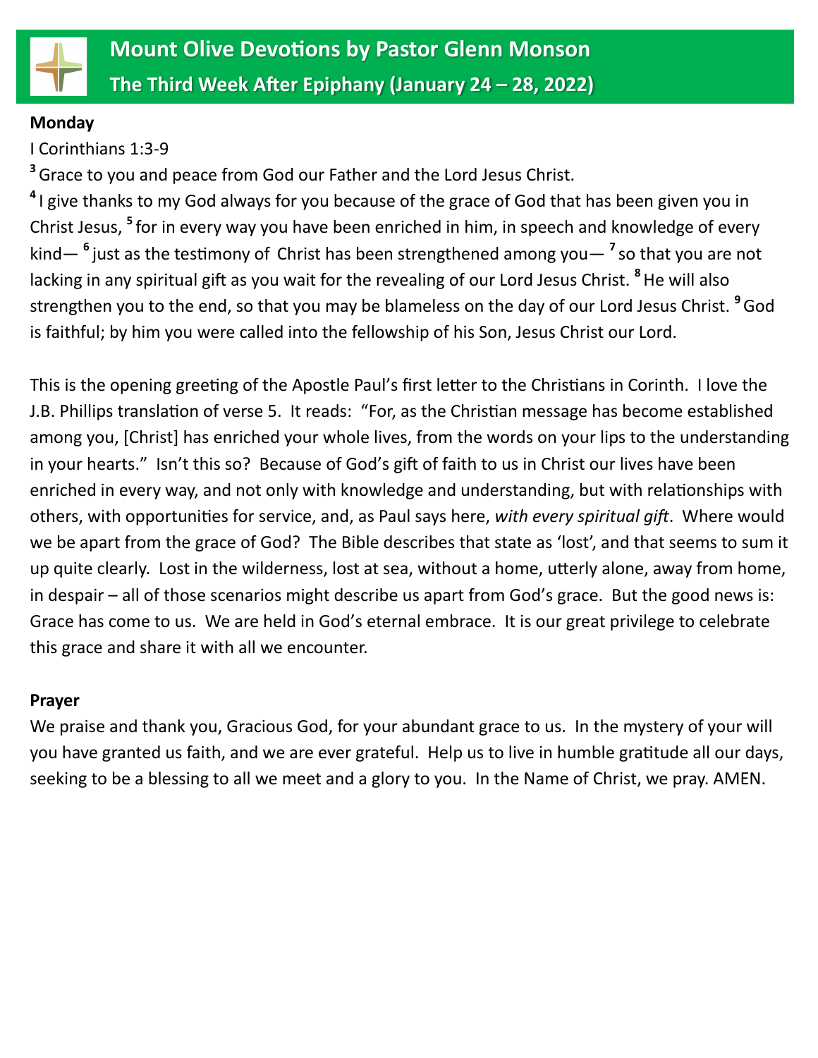# Mount Olive Devotions by Pastor Glenn Monson

## The Third Week After Epiphany (January 24 – 28, 2022)

**Monday**

I Corinthians 1:3-9

[3] Grace to you and peace from God our Father and the Lord Jesus Christ.

[4] I give thanks to my God always for you because of the grace of God that has been given you in Christ Jesus, [5] for in every way you have been enriched in him, in speech and knowledge of every kind— [6] just as the testimony of Christ has been strengthened among you— [7] so that you are not lacking in any spiritual gift as you wait for the revealing of our Lord Jesus Christ. [8] He will also strengthen you to the end, so that you may be blameless on the day of our Lord Jesus Christ. [9] God is faithful; by him you were called into the fellowship of his Son, Jesus Christ our Lord.

This is the opening greeting of the Apostle Paul's first letter to the Christians in Corinth. I love the J.B. Phillips translation of verse 5. It reads: "For, as the Christian message has become established among you, [Christ] has enriched your whole lives, from the words on your lips to the understanding in your hearts." Isn't this so? Because of God's gift of faith to us in Christ our lives have been enriched in every way, and not only with knowledge and understanding, but with relationships with others, with opportunities for service, and, as Paul says here, *with every spiritual gift*. Where would we be apart from the grace of God? The Bible describes that state as 'lost', and that seems to sum it up quite clearly. Lost in the wilderness, lost at sea, without a home, utterly alone, away from home, in despair – all of those scenarios might describe us apart from God's grace. But the good news is: Grace has come to us. We are held in God's eternal embrace. It is our great privilege to celebrate this grace and share it with all we encounter.

**Prayer**

We praise and thank you, Gracious God, for your abundant grace to us. In the mystery of your will you have granted us faith, and we are ever grateful. Help us to live in humble gratitude all our days, seeking to be a blessing to all we meet and a glory to you. In the Name of Christ, we pray. AMEN.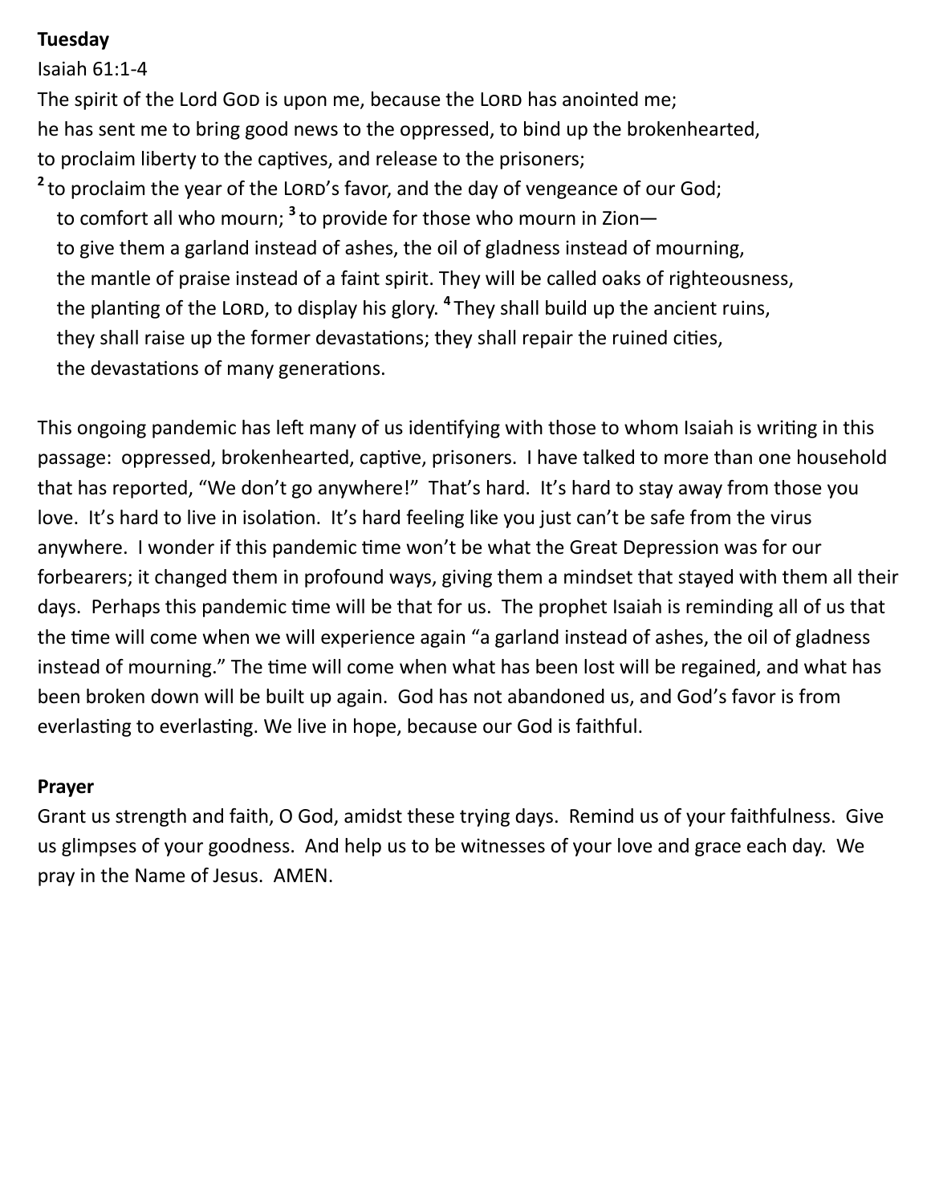**Tuesday**

Isaiah 61:1-4

The spirit of the Lord GOD is upon me, because the LORD has anointed me;
he has sent me to bring good news to the oppressed, to bind up the brokenhearted,
to proclaim liberty to the captives, and release to the prisoners;
[2] to proclaim the year of the LORD's favor, and the day of vengeance of our God;
to comfort all who mourn; [3] to provide for those who mourn in Zion—
to give them a garland instead of ashes, the oil of gladness instead of mourning,
the mantle of praise instead of a faint spirit. They will be called oaks of righteousness,
the planting of the LORD, to display his glory. [4] They shall build up the ancient ruins,
they shall raise up the former devastations; they shall repair the ruined cities,
the devastations of many generations.

This ongoing pandemic has left many of us identifying with those to whom Isaiah is writing in this passage: oppressed, brokenhearted, captive, prisoners. I have talked to more than one household that has reported, "We don't go anywhere!" That's hard. It's hard to stay away from those you love. It's hard to live in isolation. It's hard feeling like you just can't be safe from the virus anywhere. I wonder if this pandemic time won't be what the Great Depression was for our forbearers; it changed them in profound ways, giving them a mindset that stayed with them all their days. Perhaps this pandemic time will be that for us. The prophet Isaiah is reminding all of us that the time will come when we will experience again "a garland instead of ashes, the oil of gladness instead of mourning." The time will come when what has been lost will be regained, and what has been broken down will be built up again. God has not abandoned us, and God's favor is from everlasting to everlasting. We live in hope, because our God is faithful.

**Prayer**

Grant us strength and faith, O God, amidst these trying days. Remind us of your faithfulness. Give us glimpses of your goodness. And help us to be witnesses of your love and grace each day. We pray in the Name of Jesus. AMEN.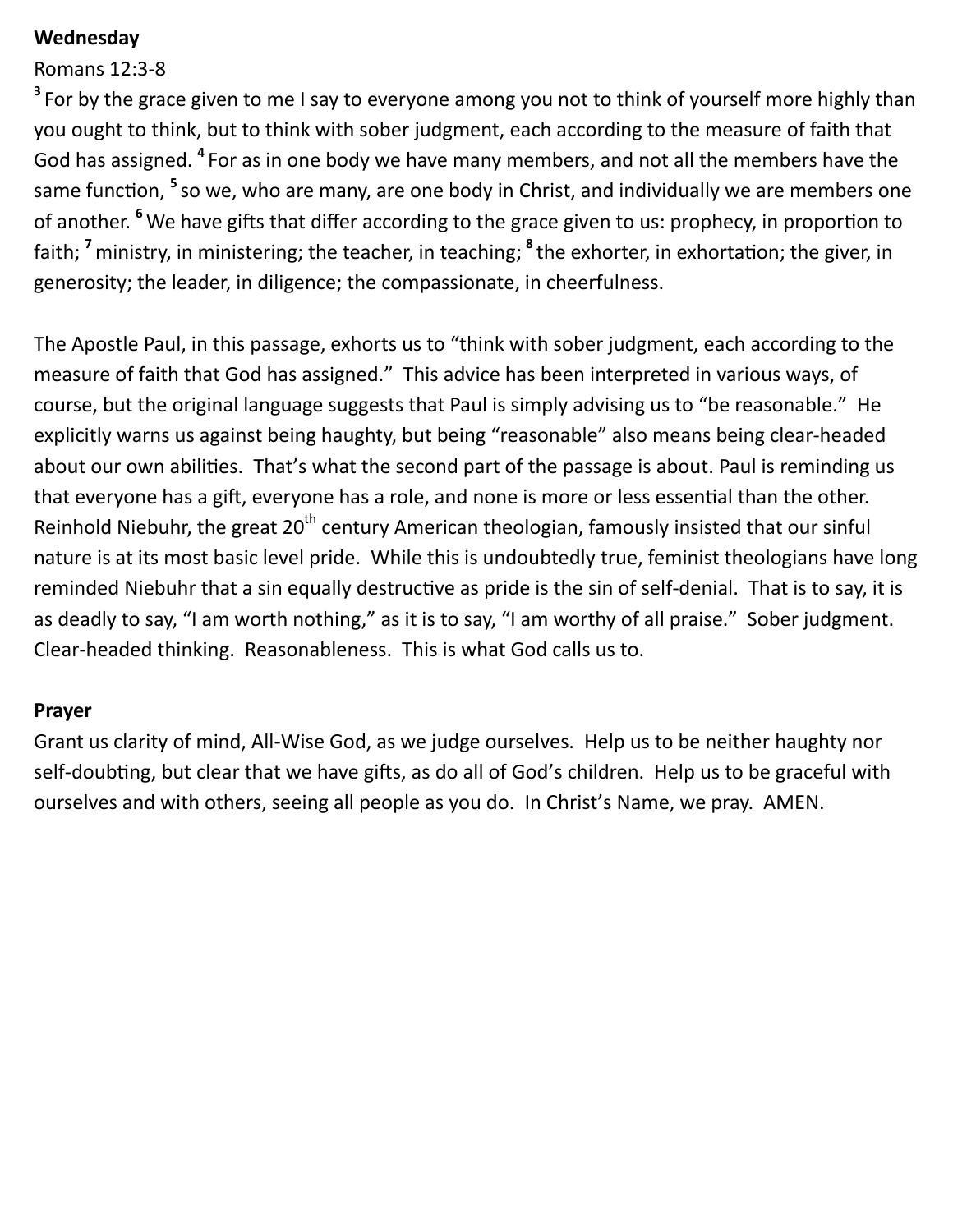**Wednesday**

Romans 12:3-8

[3] For by the grace given to me I say to everyone among you not to think of yourself more highly than you ought to think, but to think with sober judgment, each according to the measure of faith that God has assigned. [4] For as in one body we have many members, and not all the members have the same function, [5] so we, who are many, are one body in Christ, and individually we are members one of another. [6] We have gifts that differ according to the grace given to us: prophecy, in proportion to faith; [7] ministry, in ministering; the teacher, in teaching; [8] the exhorter, in exhortation; the giver, in generosity; the leader, in diligence; the compassionate, in cheerfulness.

The Apostle Paul, in this passage, exhorts us to "think with sober judgment, each according to the measure of faith that God has assigned." This advice has been interpreted in various ways, of course, but the original language suggests that Paul is simply advising us to "be reasonable." He explicitly warns us against being haughty, but being "reasonable" also means being clear-headed about our own abilities. That's what the second part of the passage is about. Paul is reminding us that everyone has a gift, everyone has a role, and none is more or less essential than the other. Reinhold Niebuhr, the great 20th century American theologian, famously insisted that our sinful nature is at its most basic level pride. While this is undoubtedly true, feminist theologians have long reminded Niebuhr that a sin equally destructive as pride is the sin of self-denial. That is to say, it is as deadly to say, "I am worth nothing," as it is to say, "I am worthy of all praise." Sober judgment. Clear-headed thinking. Reasonableness. This is what God calls us to.

**Prayer**

Grant us clarity of mind, All-Wise God, as we judge ourselves. Help us to be neither haughty nor self-doubting, but clear that we have gifts, as do all of God's children. Help us to be graceful with ourselves and with others, seeing all people as you do. In Christ's Name, we pray. AMEN.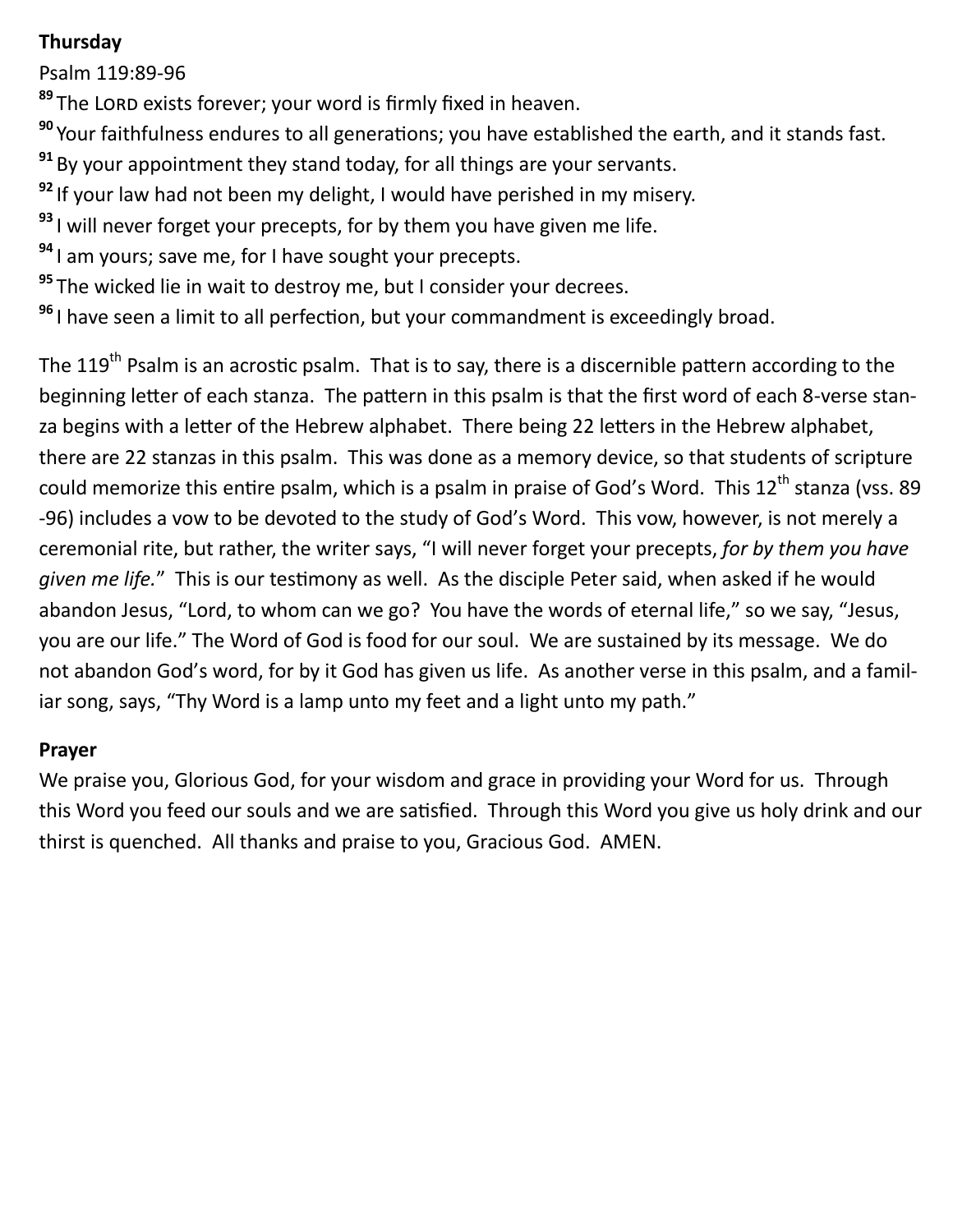**Thursday**

Psalm 119:89-96

[89] The LORD exists forever; your word is firmly fixed in heaven.

[90] Your faithfulness endures to all generations; you have established the earth, and it stands fast.

[91] By your appointment they stand today, for all things are your servants.

[92] If your law had not been my delight, I would have perished in my misery.

[93] I will never forget your precepts, for by them you have given me life.

[94] I am yours; save me, for I have sought your precepts.

[95] The wicked lie in wait to destroy me, but I consider your decrees.

[96] I have seen a limit to all perfection, but your commandment is exceedingly broad.

The 119th Psalm is an acrostic psalm. That is to say, there is a discernible pattern according to the beginning letter of each stanza. The pattern in this psalm is that the first word of each 8-verse stanza begins with a letter of the Hebrew alphabet. There being 22 letters in the Hebrew alphabet, there are 22 stanzas in this psalm. This was done as a memory device, so that students of scripture could memorize this entire psalm, which is a psalm in praise of God's Word. This 12th stanza (vss. 89-96) includes a vow to be devoted to the study of God's Word. This vow, however, is not merely a ceremonial rite, but rather, the writer says, "I will never forget your precepts, *for by them you have given me life.*" This is our testimony as well. As the disciple Peter said, when asked if he would abandon Jesus, "Lord, to whom can we go? You have the words of eternal life," so we say, "Jesus, you are our life." The Word of God is food for our soul. We are sustained by its message. We do not abandon God's word, for by it God has given us life. As another verse in this psalm, and a familiar song, says, "Thy Word is a lamp unto my feet and a light unto my path."

**Prayer**

We praise you, Glorious God, for your wisdom and grace in providing your Word for us. Through this Word you feed our souls and we are satisfied. Through this Word you give us holy drink and our thirst is quenched. All thanks and praise to you, Gracious God. AMEN.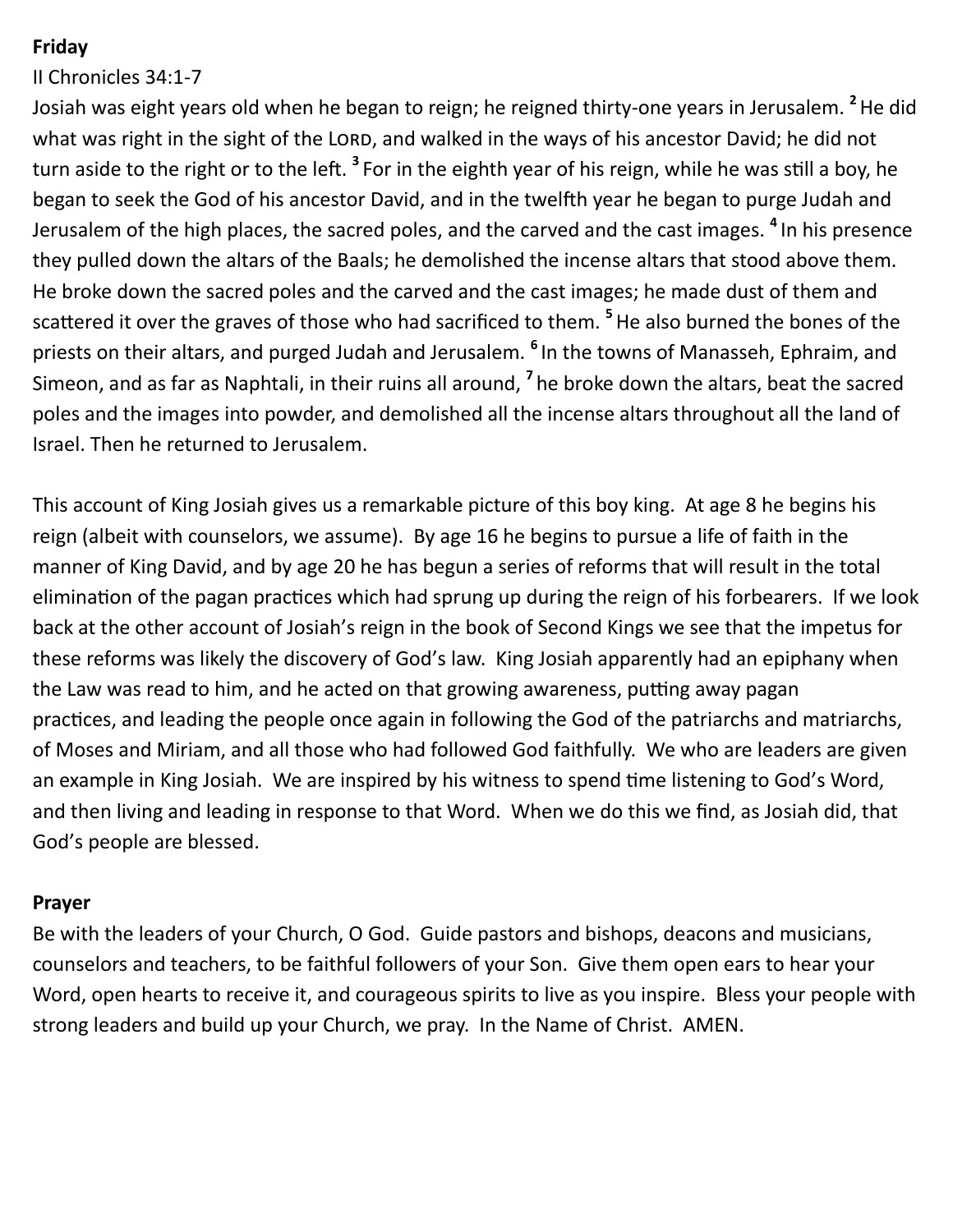**Friday**

II Chronicles 34:1-7

Josiah was eight years old when he began to reign; he reigned thirty-one years in Jerusalem. **2** He did what was right in the sight of the LORD, and walked in the ways of his ancestor David; he did not turn aside to the right or to the left. **3** For in the eighth year of his reign, while he was still a boy, he began to seek the God of his ancestor David, and in the twelfth year he began to purge Judah and Jerusalem of the high places, the sacred poles, and the carved and the cast images. **4** In his presence they pulled down the altars of the Baals; he demolished the incense altars that stood above them. He broke down the sacred poles and the carved and the cast images; he made dust of them and scattered it over the graves of those who had sacrificed to them. **5** He also burned the bones of the priests on their altars, and purged Judah and Jerusalem. **6** In the towns of Manasseh, Ephraim, and Simeon, and as far as Naphtali, in their ruins all around, **7** he broke down the altars, beat the sacred poles and the images into powder, and demolished all the incense altars throughout all the land of Israel. Then he returned to Jerusalem.

This account of King Josiah gives us a remarkable picture of this boy king. At age 8 he begins his reign (albeit with counselors, we assume). By age 16 he begins to pursue a life of faith in the manner of King David, and by age 20 he has begun a series of reforms that will result in the total elimination of the pagan practices which had sprung up during the reign of his forbearers. If we look back at the other account of Josiah's reign in the book of Second Kings we see that the impetus for these reforms was likely the discovery of God's law. King Josiah apparently had an epiphany when the Law was read to him, and he acted on that growing awareness, putting away pagan practices, and leading the people once again in following the God of the patriarchs and matriarchs, of Moses and Miriam, and all those who had followed God faithfully. We who are leaders are given an example in King Josiah. We are inspired by his witness to spend time listening to God's Word, and then living and leading in response to that Word. When we do this we find, as Josiah did, that God's people are blessed.

**Prayer**

Be with the leaders of your Church, O God. Guide pastors and bishops, deacons and musicians, counselors and teachers, to be faithful followers of your Son. Give them open ears to hear your Word, open hearts to receive it, and courageous spirits to live as you inspire. Bless your people with strong leaders and build up your Church, we pray. In the Name of Christ. AMEN.